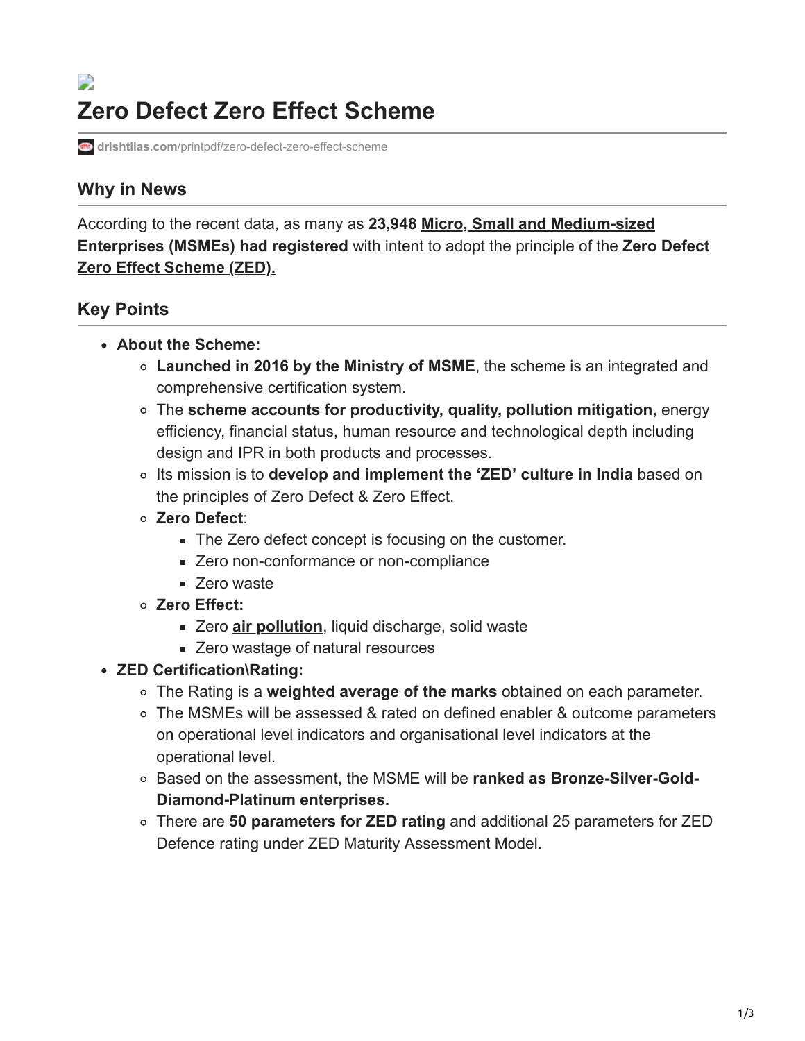# Zero Defect Zero Effect Scheme

**drishtiias.com**/printpdf/zero-defect-zero-effect-scheme

## Why in News

According to the recent data, as many as **23,948 Micro, Small and Medium-sized Enterprises (MSMEs) had registered** with intent to adopt the principle of the **Zero Defect Zero Effect Scheme (ZED).**

## Key Points

- **About the Scheme:**
  - **Launched in 2016 by the Ministry of MSME**, the scheme is an integrated and comprehensive certification system.
  - The **scheme accounts for productivity, quality, pollution mitigation,** energy efficiency, financial status, human resource and technological depth including design and IPR in both products and processes.
  - Its mission is to **develop and implement the 'ZED' culture in India** based on the principles of Zero Defect & Zero Effect.
  - **Zero Defect**:
    - The Zero defect concept is focusing on the customer.
    - Zero non-conformance or non-compliance
    - Zero waste
  - **Zero Effect:**
    - Zero **air pollution**, liquid discharge, solid waste
    - Zero wastage of natural resources
- **ZED Certification\Rating:**
  - The Rating is a **weighted average of the marks** obtained on each parameter.
  - The MSMEs will be assessed & rated on defined enabler & outcome parameters on operational level indicators and organisational level indicators at the operational level.
  - Based on the assessment, the MSME will be **ranked as Bronze-Silver-Gold-Diamond-Platinum enterprises.**
  - There are **50 parameters for ZED rating** and additional 25 parameters for ZED Defence rating under ZED Maturity Assessment Model.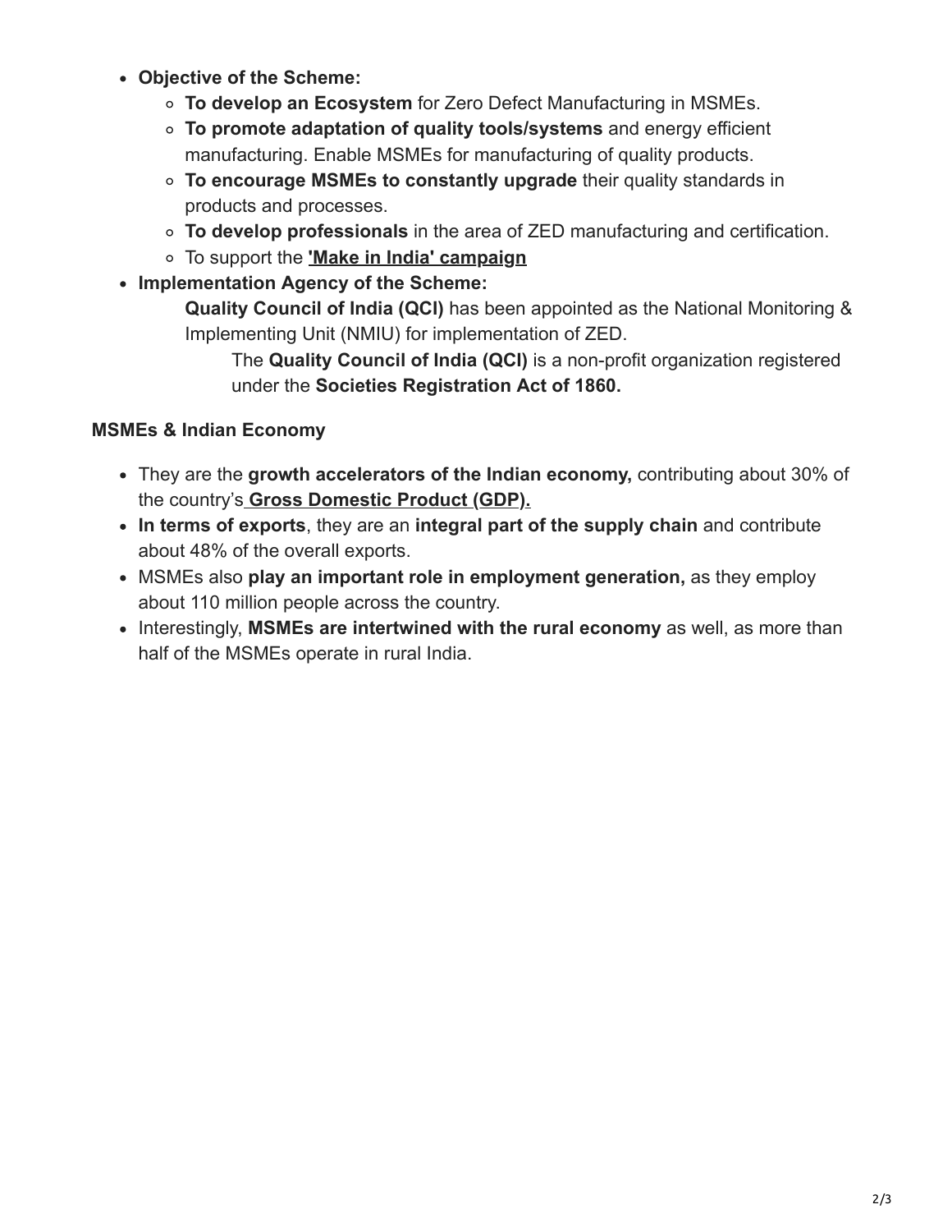- **Objective of the Scheme:**
  - **To develop an Ecosystem** for Zero Defect Manufacturing in MSMEs.
  - **To promote adaptation of quality tools/systems** and energy efficient manufacturing. Enable MSMEs for manufacturing of quality products.
  - **To encourage MSMEs to constantly upgrade** their quality standards in products and processes.
  - **To develop professionals** in the area of ZED manufacturing and certification.
  - To support the **'Make in India' campaign**
- **Implementation Agency of the Scheme:**

  **Quality Council of India (QCI)** has been appointed as the National Monitoring & Implementing Unit (NMIU) for implementation of ZED.

  The **Quality Council of India (QCI)** is a non-profit organization registered under the **Societies Registration Act of 1860.**

**MSMEs & Indian Economy**

- They are the **growth accelerators of the Indian economy,** contributing about 30% of the country's **Gross Domestic Product (GDP).**
- **In terms of exports**, they are an **integral part of the supply chain** and contribute about 48% of the overall exports.
- MSMEs also **play an important role in employment generation,** as they employ about 110 million people across the country.
- Interestingly, **MSMEs are intertwined with the rural economy** as well, as more than half of the MSMEs operate in rural India.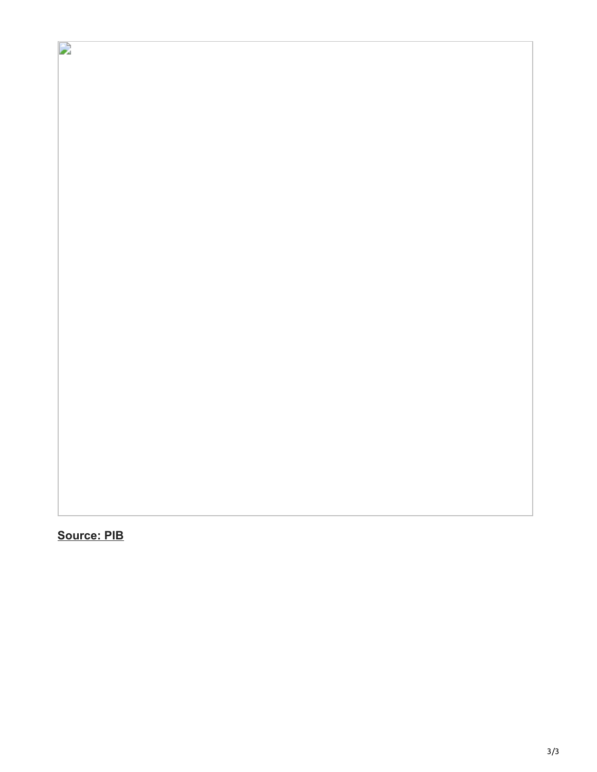**Source: PIB**